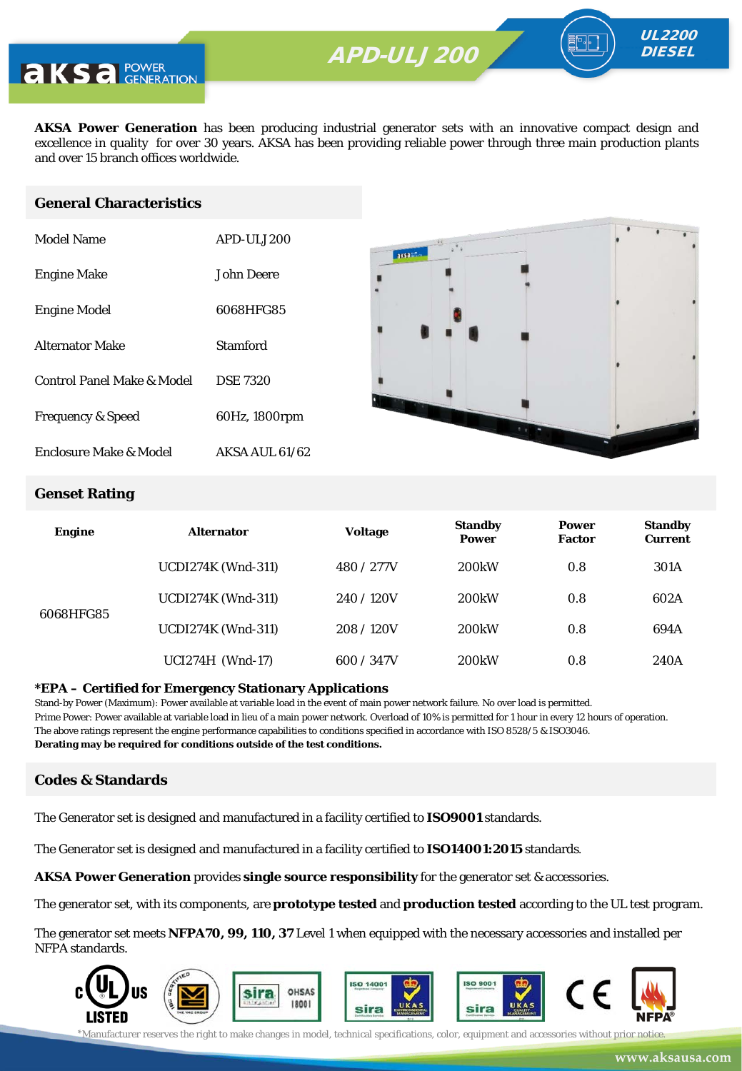# APD-ULJ 200

**UL2200 DIESEL**

**AKSA Power Generation** has been producing industrial generator sets with an innovative compact design and excellence in quality for over 30 years. AKSA has been providing reliable power through three main production plants and over 15 branch offices worldwide.

## General Characteristics

| | |
|---|---|
| Model Name | APD-ULJ 200 |
| Engine Make | John Deere |
| Engine Model | 6068HFG85 |
| Alternator Make | Stamford |
| Control Panel Make & Model | DSE 7320 |
| Frequency & Speed | 60Hz, 1800rpm |
| Enclosure Make & Model | AKSA AUL 61/62 |

## Genset Rating

| Engine | Alternator | Voltage | Standby Power | Power Factor | Standby Current |
|---|---|---|---|---|---|
| 6068HFG85 | UCDI274K (Wnd-311) | 480 / 277V | 200kW | 0.8 | 301A |
| | UCDI274K (Wnd-311) | 240 / 120V | 200kW | 0.8 | 602A |
| | UCDI274K (Wnd-311) | 208 / 120V | 200kW | 0.8 | 694A |
| | UCI274H (Wnd-17) | 600 / 347V | 200kW | 0.8 | 240A |

**\*EPA – Certified for Emergency Stationary Applications**

Stand-by Power (Maximum): Power available at variable load in the event of main power network failure. No over load is permitted.
Prime Power: Power available at variable load in lieu of a main power network. Overload of 10% is permitted for 1 hour in every 12 hours of operation.
The above ratings represent the engine performance capabilities to conditions specified in accordance with ISO 8528/5 & ISO3046.
**Derating may be required for conditions outside of the test conditions.**

## Codes & Standards

The Generator set is designed and manufactured in a facility certified to **ISO9001** standards.

The Generator set is designed and manufactured in a facility certified to **ISO14001:2015** standards.

**AKSA Power Generation** provides **single source responsibility** for the generator set & accessories.

The generator set, with its components, are **prototype tested** and **production tested** according to the UL test program.

The generator set meets **NFPA70, 99, 110, 37** Level 1 when equipped with the necessary accessories and installed per NFPA standards.

*Manufacturer reserves the right to make changes in model, technical specifications, color, equipment and accessories without prior notice.

www.aksausa.com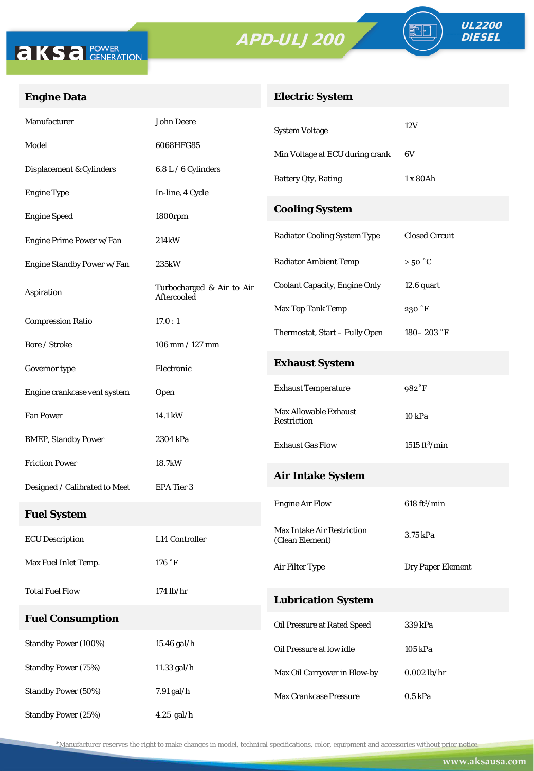aksa POWER GENERATION

# APD-ULJ 200

**UL2200 DIESEL**

## Engine Data

| | |
|---|---|
| Manufacturer | John Deere |
| Model | 6068HFG85 |
| Displacement & Cylinders | 6.8 L / 6 Cylinders |
| Engine Type | In-line, 4 Cycle |
| Engine Speed | 1800rpm |
| Engine Prime Power w/Fan | 214kW |
| Engine Standby Power w/Fan | 235kW |
| Aspiration | Turbocharged & Air to Air Aftercooled |
| Compression Ratio | 17.0 : 1 |
| Bore / Stroke | 106 mm / 127 mm |
| Governor type | Electronic |
| Engine crankcase vent system | Open |
| Fan Power | 14.1 kW |
| BMEP, Standby Power | 2304 kPa |
| Friction Power | 18.7kW |
| Designed / Calibrated to Meet | EPA Tier 3 |

## Fuel System

| | |
|---|---|
| ECU Description | L14 Controller |
| Max Fuel Inlet Temp. | 176 ˚F |
| Total Fuel Flow | 174 lb/hr |

## Fuel Consumption

| | |
|---|---|
| Standby Power (100%) | 15.46 gal/h |
| Standby Power (75%) | 11.33 gal/h |
| Standby Power (50%) | 7.91 gal/h |
| Standby Power (25%) | 4.25 gal/h |

## Electric System

| | |
|---|---|
| System Voltage | 12V |
| Min Voltage at ECU during crank | 6V |
| Battery Qty, Rating | 1 x 80Ah |

## Cooling System

| | |
|---|---|
| Radiator Cooling System Type | Closed Circuit |
| Radiator Ambient Temp | > 50 ˚C |
| Coolant Capacity, Engine Only | 12.6 quart |
| Max Top Tank Temp | 230 ˚F |
| Thermostat, Start – Fully Open | 180– 203 ˚F |

## Exhaust System

| | |
|---|---|
| Exhaust Temperature | 982˚F |
| Max Allowable Exhaust Restriction | 10 kPa |
| Exhaust Gas Flow | 1515 $ft^3$/min |

## Air Intake System

| | |
|---|---|
| Engine Air Flow | 618 $ft^3$/min |
| Max Intake Air Restriction (Clean Element) | 3.75 kPa |
| Air Filter Type | Dry Paper Element |

## Lubrication System

| | |
|---|---|
| Oil Pressure at Rated Speed | 339 kPa |
| Oil Pressure at low idle | 105 kPa |
| Max Oil Carryover in Blow-by | 0.002 lb/hr |
| Max Crankcase Pressure | 0.5 kPa |

*Manufacturer reserves the right to make changes in model, technical specifications, color, equipment and accessories without prior notice.

www.aksausa.com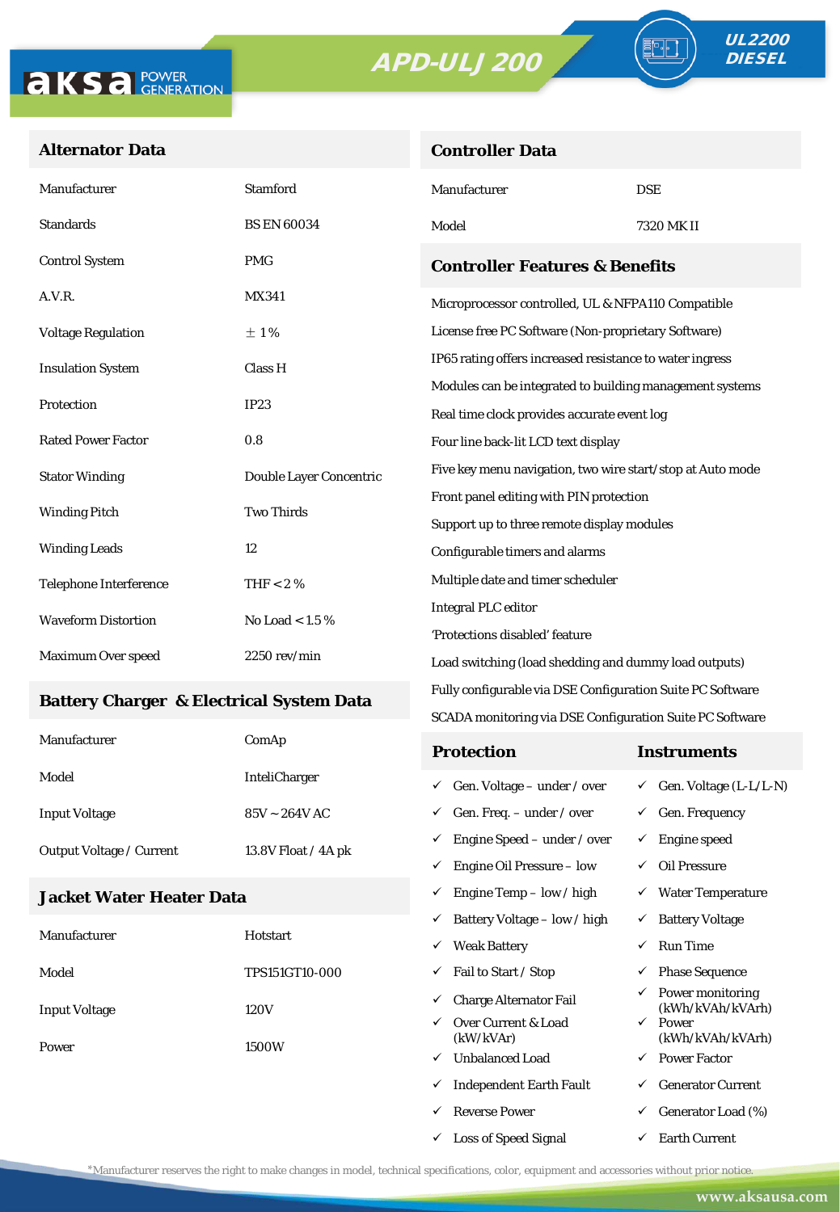aksa POWER GENERATION

# APD-ULJ 200

UL2200 DIESEL

## Alternator Data

| | |
|---|---|
| Manufacturer | Stamford |
| Standards | BS EN 60034 |
| Control System | PMG |
| A.V.R. | MX341 |
| Voltage Regulation | ± 1% |
| Insulation System | Class H |
| Protection | IP23 |
| Rated Power Factor | 0.8 |
| Stator Winding | Double Layer Concentric |
| Winding Pitch | Two Thirds |
| Winding Leads | 12 |
| Telephone Interference | THF < 2 % |
| Waveform Distortion | No Load < 1.5 % |
| Maximum Over speed | 2250 rev/min |

## Battery Charger & Electrical System Data

| | |
|---|---|
| Manufacturer | ComAp |
| Model | InteliCharger |
| Input Voltage | 85V ~ 264V AC |
| Output Voltage / Current | 13.8V Float / 4A pk |

## Jacket Water Heater Data

| | |
|---|---|
| Manufacturer | Hotstart |
| Model | TPS151GT10-000 |
| Input Voltage | 120V |
| Power | 1500W |

## Controller Data

| | |
|---|---|
| Manufacturer | DSE |
| Model | 7320 MK II |

## Controller Features & Benefits

- Microprocessor controlled, UL & NFPA110 Compatible
- License free PC Software (Non-proprietary Software)
- IP65 rating offers increased resistance to water ingress
- Modules can be integrated to building management systems
- Real time clock provides accurate event log
- Four line back-lit LCD text display
- Five key menu navigation, two wire start/stop at Auto mode
- Front panel editing with PIN protection
- Support up to three remote display modules
- Configurable timers and alarms
- Multiple date and timer scheduler
- Integral PLC editor
- 'Protections disabled' feature
- Load switching (load shedding and dummy load outputs)
- Fully configurable via DSE Configuration Suite PC Software
- SCADA monitoring via DSE Configuration Suite PC Software

| Protection | Instruments |
|---|---|
| ✓ Gen. Voltage – under / over | ✓ Gen. Voltage (L-L/L-N) |
| ✓ Gen. Freq. – under / over | ✓ Gen. Frequency |
| ✓ Engine Speed – under / over | ✓ Engine speed |
| ✓ Engine Oil Pressure – low | ✓ Oil Pressure |
| ✓ Engine Temp – low / high | ✓ Water Temperature |
| ✓ Battery Voltage – low / high | ✓ Battery Voltage |
| ✓ Weak Battery | ✓ Run Time |
| ✓ Fail to Start / Stop | ✓ Phase Sequence |
| ✓ Charge Alternator Fail | ✓ Power monitoring (kWh/kVAh/kVArh) |
| ✓ Over Current & Load (kW/kVAr) | ✓ Power (kWh/kVAh/kVArh) |
| ✓ Unbalanced Load | ✓ Power Factor |
| ✓ Independent Earth Fault | ✓ Generator Current |
| ✓ Reverse Power | ✓ Generator Load (%) |
| ✓ Loss of Speed Signal | ✓ Earth Current |

*Manufacturer reserves the right to make changes in model, technical specifications, color, equipment and accessories without prior notice.

www.aksausa.com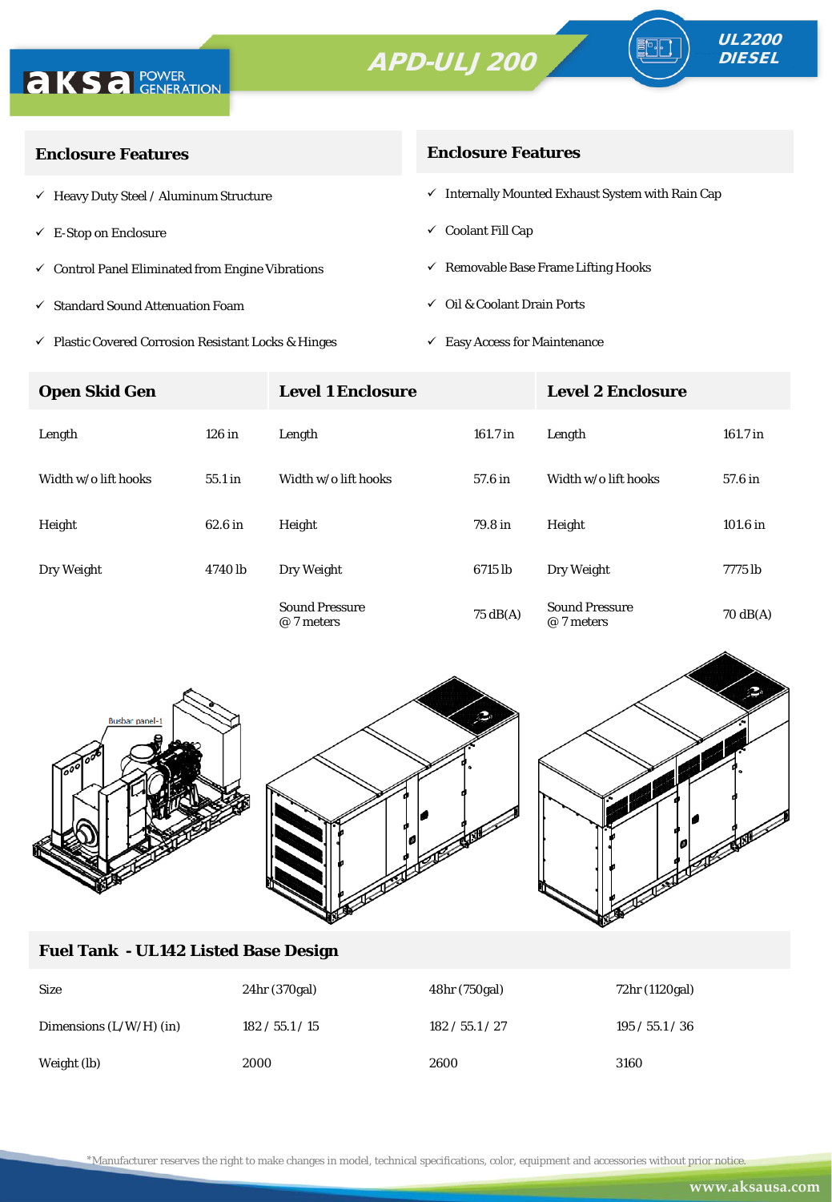# APD-ULJ 200

**UL2200 DIESEL**

## Enclosure Features

- ✓ Heavy Duty Steel / Aluminum Structure
- ✓ E-Stop on Enclosure
- ✓ Control Panel Eliminated from Engine Vibrations
- ✓ Standard Sound Attenuation Foam
- ✓ Plastic Covered Corrosion Resistant Locks & Hinges

## Enclosure Features

- ✓ Internally Mounted Exhaust System with Rain Cap
- ✓ Coolant Fill Cap
- ✓ Removable Base Frame Lifting Hooks
- ✓ Oil & Coolant Drain Ports
- ✓ Easy Access for Maintenance

| Open Skid Gen | | Level 1 Enclosure | | Level 2 Enclosure | |
|---|---|---|---|---|---|
| Length | 126 in | Length | 161.7 in | Length | 161.7 in |
| Width w/o lift hooks | 55.1 in | Width w/o lift hooks | 57.6 in | Width w/o lift hooks | 57.6 in |
| Height | 62.6 in | Height | 79.8 in | Height | 101.6 in |
| Dry Weight | 4740 lb | Dry Weight | 6715 lb | Dry Weight | 7775 lb |
| | | Sound Pressure @ 7 meters | 75 dB(A) | Sound Pressure @ 7 meters | 70 dB(A) |

## Fuel Tank - UL142 Listed Base Design

| Size | 24hr (370gal) | 48hr (750gal) | 72hr (1120gal) |
|---|---|---|---|
| Dimensions (L/W/H) (in) | 182 / 55.1 / 15 | 182 / 55.1 / 27 | 195 / 55.1 / 36 |
| Weight (lb) | 2000 | 2600 | 3160 |

*Manufacturer reserves the right to make changes in model, technical specifications, color, equipment and accessories without prior notice.

www.aksausa.com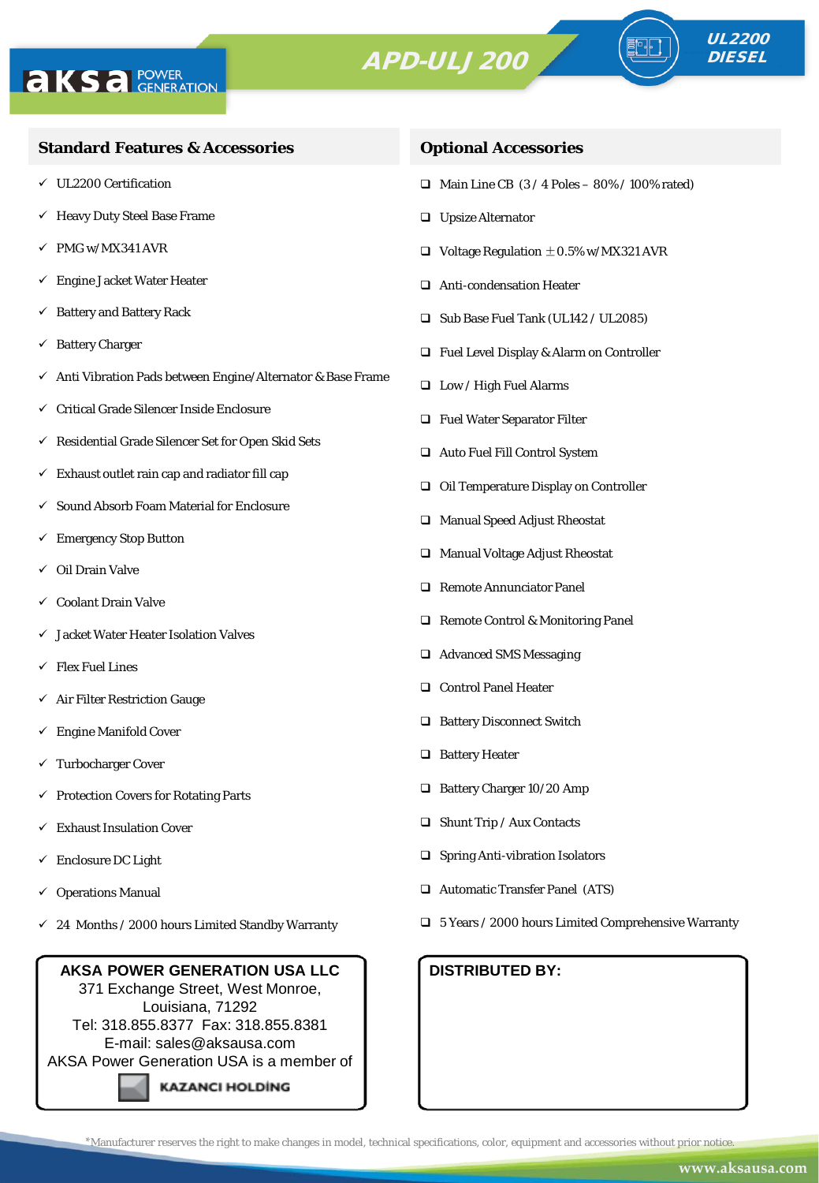aksa POWER GENERATION

# APD-ULJ 200

UL2200 DIESEL

## Standard Features & Accessories

- ✓ UL2200 Certification
- ✓ Heavy Duty Steel Base Frame
- ✓ PMG w/ MX341 AVR
- ✓ Engine Jacket Water Heater
- ✓ Battery and Battery Rack
- ✓ Battery Charger
- ✓ Anti Vibration Pads between Engine/Alternator & Base Frame
- ✓ Critical Grade Silencer Inside Enclosure
- ✓ Residential Grade Silencer Set for Open Skid Sets
- ✓ Exhaust outlet rain cap and radiator fill cap
- ✓ Sound Absorb Foam Material for Enclosure
- ✓ Emergency Stop Button
- ✓ Oil Drain Valve
- ✓ Coolant Drain Valve
- ✓ Jacket Water Heater Isolation Valves
- ✓ Flex Fuel Lines
- ✓ Air Filter Restriction Gauge
- ✓ Engine Manifold Cover
- ✓ Turbocharger Cover
- ✓ Protection Covers for Rotating Parts
- ✓ Exhaust Insulation Cover
- ✓ Enclosure DC Light
- ✓ Operations Manual
- ✓ 24 Months / 2000 hours Limited Standby Warranty

## Optional Accessories

- ❑ Main Line CB (3 / 4 Poles – 80% / 100% rated)
- ❑ Upsize Alternator
- ❑ Voltage Regulation ±0.5% w/ MX321 AVR
- ❑ Anti-condensation Heater
- ❑ Sub Base Fuel Tank (UL142 / UL2085)
- ❑ Fuel Level Display & Alarm on Controller
- ❑ Low / High Fuel Alarms
- ❑ Fuel Water Separator Filter
- ❑ Auto Fuel Fill Control System
- ❑ Oil Temperature Display on Controller
- ❑ Manual Speed Adjust Rheostat
- ❑ Manual Voltage Adjust Rheostat
- ❑ Remote Annunciator Panel
- ❑ Remote Control & Monitoring Panel
- ❑ Advanced SMS Messaging
- ❑ Control Panel Heater
- ❑ Battery Disconnect Switch
- ❑ Battery Heater
- ❑ Battery Charger 10/20 Amp
- ❑ Shunt Trip / Aux Contacts
- ❑ Spring Anti-vibration Isolators
- ❑ Automatic Transfer Panel (ATS)
- ❑ 5 Years / 2000 hours Limited Comprehensive Warranty

**AKSA POWER GENERATION USA LLC**
371 Exchange Street, West Monroe,
Louisiana, 71292
Tel: 318.855.8377 Fax: 318.855.8381
E-mail: sales@aksausa.com
AKSA Power Generation USA is a member of
KAZANCI HOLDİNG

**DISTRIBUTED BY:**

*Manufacturer reserves the right to make changes in model, technical specifications, color, equipment and accessories without prior notice.

www.aksausa.com